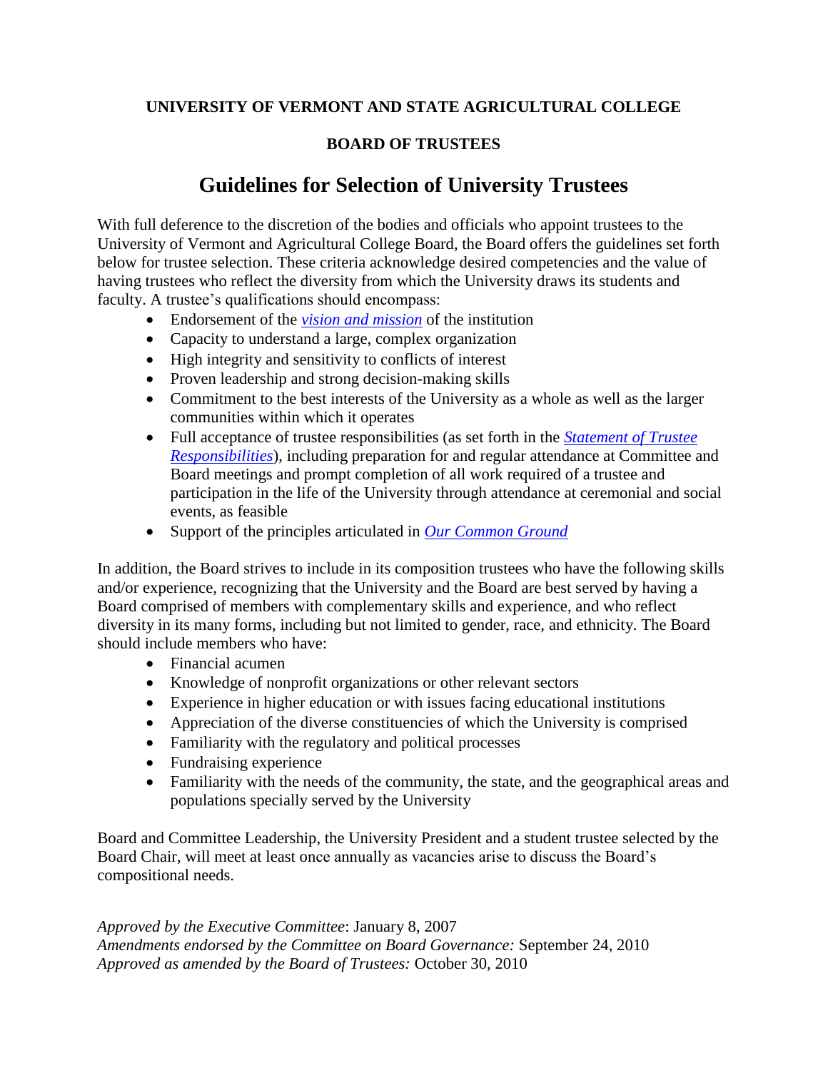**UNIVERSITY OF VERMONT AND STATE AGRICULTURAL COLLEGE**

**BOARD OF TRUSTEES**

# Guidelines for Selection of University Trustees

With full deference to the discretion of the bodies and officials who appoint trustees to the University of Vermont and Agricultural College Board, the Board offers the guidelines set forth below for trustee selection. These criteria acknowledge desired competencies and the value of having trustees who reflect the diversity from which the University draws its students and faculty. A trustee's qualifications should encompass:

- Endorsement of the *vision and mission* of the institution
- Capacity to understand a large, complex organization
- High integrity and sensitivity to conflicts of interest
- Proven leadership and strong decision-making skills
- Commitment to the best interests of the University as a whole as well as the larger communities within which it operates
- Full acceptance of trustee responsibilities (as set forth in the *Statement of Trustee Responsibilities*), including preparation for and regular attendance at Committee and Board meetings and prompt completion of all work required of a trustee and participation in the life of the University through attendance at ceremonial and social events, as feasible
- Support of the principles articulated in *Our Common Ground*

In addition, the Board strives to include in its composition trustees who have the following skills and/or experience, recognizing that the University and the Board are best served by having a Board comprised of members with complementary skills and experience, and who reflect diversity in its many forms, including but not limited to gender, race, and ethnicity. The Board should include members who have:

- Financial acumen
- Knowledge of nonprofit organizations or other relevant sectors
- Experience in higher education or with issues facing educational institutions
- Appreciation of the diverse constituencies of which the University is comprised
- Familiarity with the regulatory and political processes
- Fundraising experience
- Familiarity with the needs of the community, the state, and the geographical areas and populations specially served by the University

Board and Committee Leadership, the University President and a student trustee selected by the Board Chair, will meet at least once annually as vacancies arise to discuss the Board's compositional needs.

*Approved by the Executive Committee*: January 8, 2007
*Amendments endorsed by the Committee on Board Governance:* September 24, 2010
*Approved as amended by the Board of Trustees:* October 30, 2010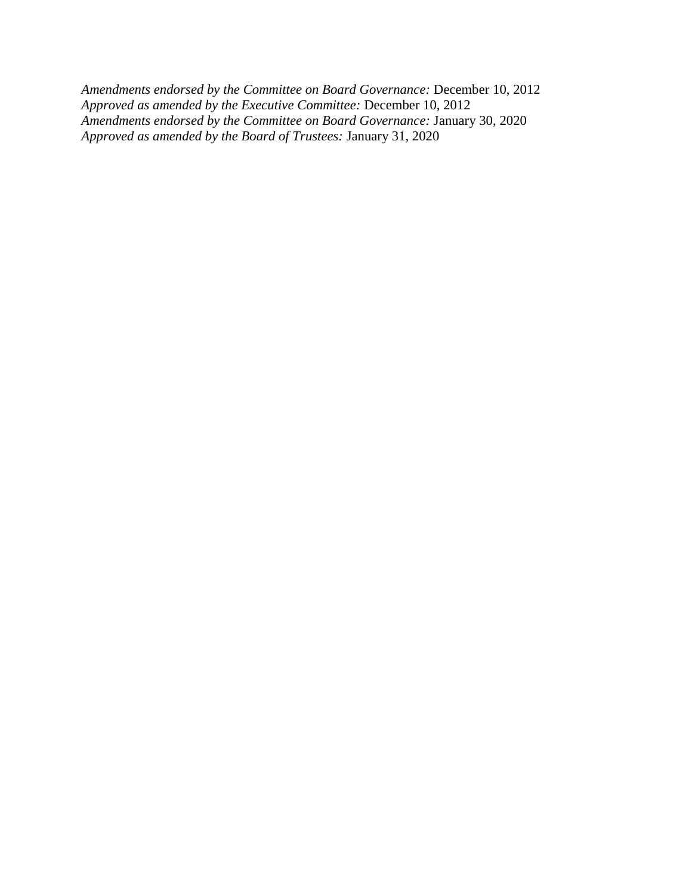*Amendments endorsed by the Committee on Board Governance:* December 10, 2012
*Approved as amended by the Executive Committee:* December 10, 2012
*Amendments endorsed by the Committee on Board Governance:* January 30, 2020
*Approved as amended by the Board of Trustees:* January 31, 2020